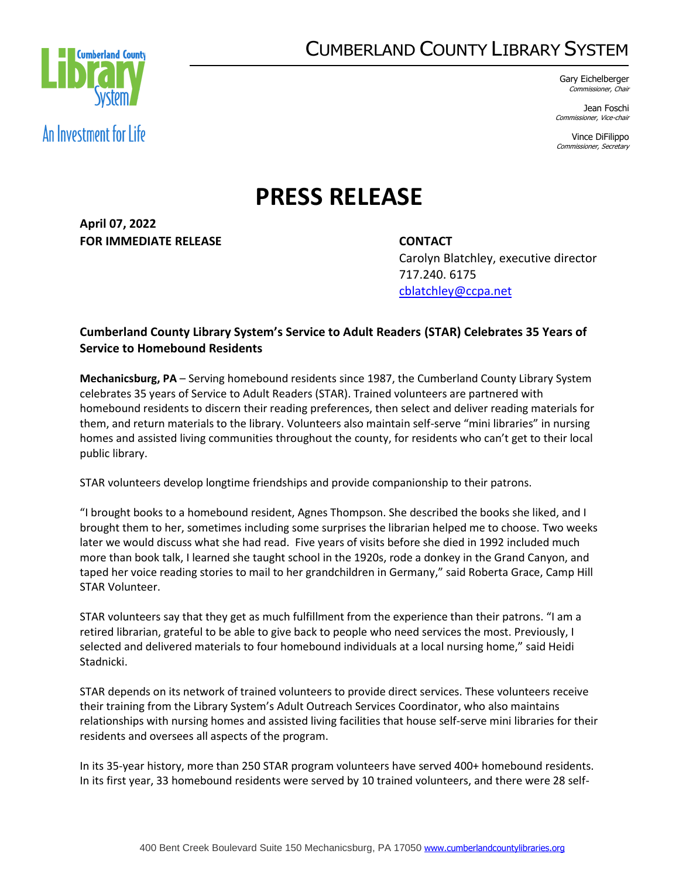# CUMBERLAND COUNTY LIBRARY SYSTEM

An Investment for Life

Gary Eichelberger
*Commissioner, Chair*

Jean Foschi
*Commissioner, Vice-chair*

Vince DiFilippo
*Commissioner, Secretary*

# PRESS RELEASE

**April 07, 2022**
**FOR IMMEDIATE RELEASE**

**CONTACT**
Carolyn Blatchley, executive director
717.240. 6175
cblatchley@ccpa.net

**Cumberland County Library System's Service to Adult Readers (STAR) Celebrates 35 Years of Service to Homebound Residents**

**Mechanicsburg, PA** – Serving homebound residents since 1987, the Cumberland County Library System celebrates 35 years of Service to Adult Readers (STAR). Trained volunteers are partnered with homebound residents to discern their reading preferences, then select and deliver reading materials for them, and return materials to the library. Volunteers also maintain self-serve "mini libraries" in nursing homes and assisted living communities throughout the county, for residents who can't get to their local public library.

STAR volunteers develop longtime friendships and provide companionship to their patrons.

"I brought books to a homebound resident, Agnes Thompson. She described the books she liked, and I brought them to her, sometimes including some surprises the librarian helped me to choose. Two weeks later we would discuss what she had read. Five years of visits before she died in 1992 included much more than book talk, I learned she taught school in the 1920s, rode a donkey in the Grand Canyon, and taped her voice reading stories to mail to her grandchildren in Germany," said Roberta Grace, Camp Hill STAR Volunteer.

STAR volunteers say that they get as much fulfillment from the experience than their patrons. "I am a retired librarian, grateful to be able to give back to people who need services the most. Previously, I selected and delivered materials to four homebound individuals at a local nursing home," said Heidi Stadnicki.

STAR depends on its network of trained volunteers to provide direct services. These volunteers receive their training from the Library System's Adult Outreach Services Coordinator, who also maintains relationships with nursing homes and assisted living facilities that house self-serve mini libraries for their residents and oversees all aspects of the program.

In its 35-year history, more than 250 STAR program volunteers have served 400+ homebound residents. In its first year, 33 homebound residents were served by 10 trained volunteers, and there were 28 self-

400 Bent Creek Boulevard Suite 150 Mechanicsburg, PA 17050 www.cumberlandcountylibraries.org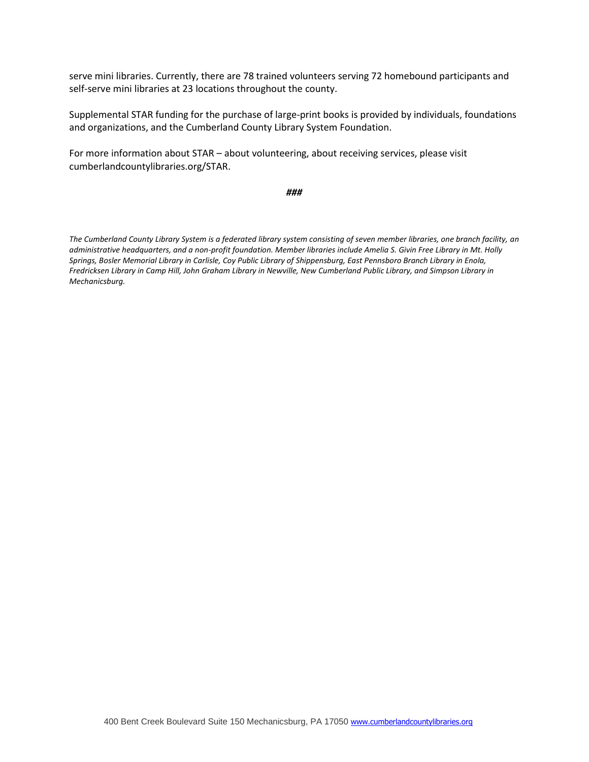serve mini libraries. Currently, there are 78 trained volunteers serving 72 homebound participants and self-serve mini libraries at 23 locations throughout the county.

Supplemental STAR funding for the purchase of large-print books is provided by individuals, foundations and organizations, and the Cumberland County Library System Foundation.

For more information about STAR – about volunteering, about receiving services, please visit cumberlandcountylibraries.org/STAR.

***###***

***The Cumberland County Library System is a federated library system consisting of seven member libraries, one branch facility, an administrative headquarters, and a non-profit foundation. Member libraries include Amelia S. Givin Free Library in Mt. Holly Springs, Bosler Memorial Library in Carlisle, Coy Public Library of Shippensburg, East Pennsboro Branch Library in Enola, Fredricksen Library in Camp Hill, John Graham Library in Newville, New Cumberland Public Library, and Simpson Library in Mechanicsburg.***

400 Bent Creek Boulevard Suite 150 Mechanicsburg, PA 17050 www.cumberlandcountylibraries.org